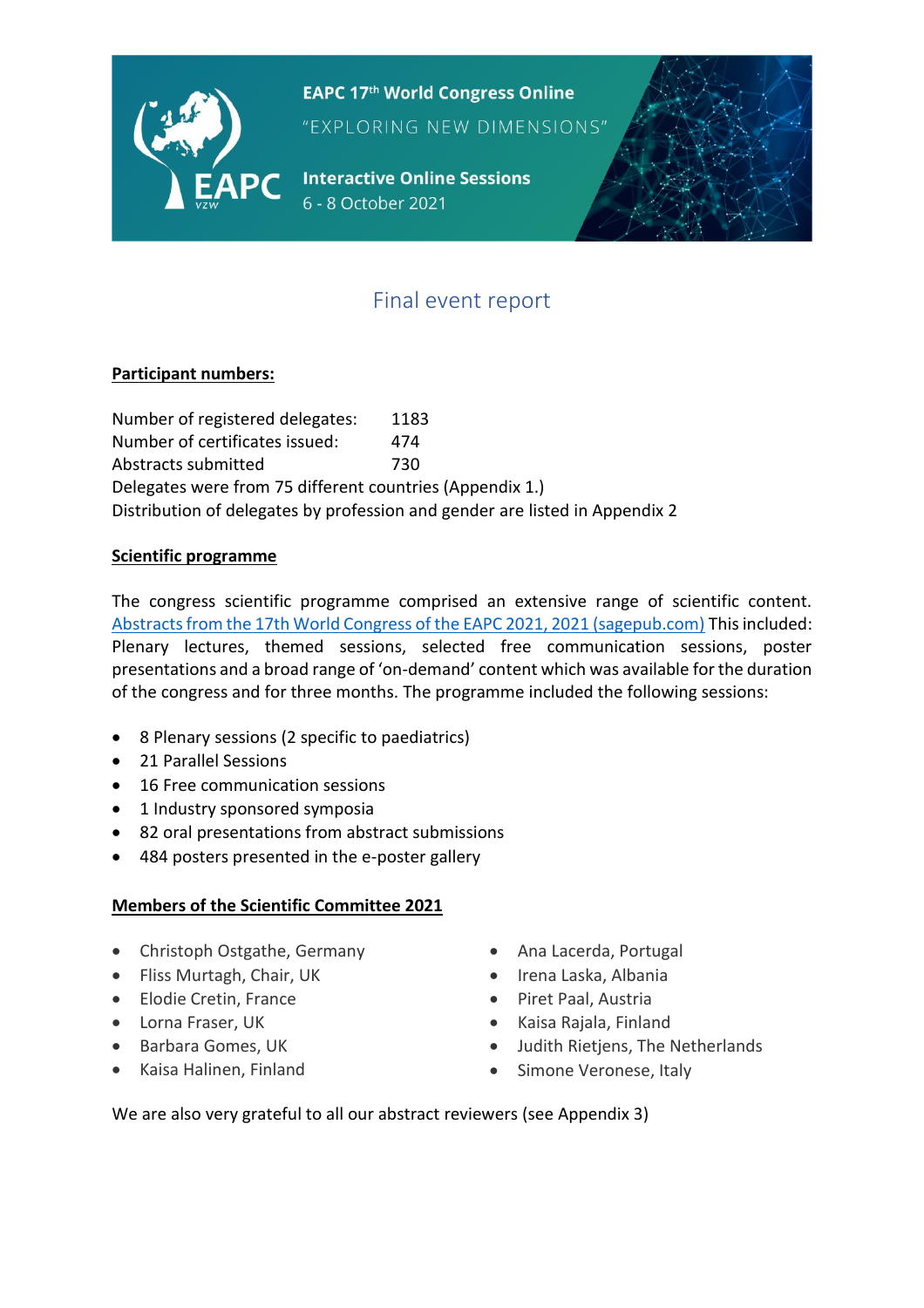**EAPC 17th World Congress Online**

"EXPLORING NEW DIMENSIONS"

**Interactive Online Sessions**

6 - 8 October 2021

# Final event report

**Participant numbers:**

Number of registered delegates: 1183
Number of certificates issued: 474
Abstracts submitted 730
Delegates were from 75 different countries (Appendix 1.)
Distribution of delegates by profession and gender are listed in Appendix 2

**Scientific programme**

The congress scientific programme comprised an extensive range of scientific content. [Abstracts from the 17th World Congress of the EAPC 2021, 2021 (sagepub.com)] This included: Plenary lectures, themed sessions, selected free communication sessions, poster presentations and a broad range of 'on-demand' content which was available for the duration of the congress and for three months. The programme included the following sessions:

- 8 Plenary sessions (2 specific to paediatrics)
- 21 Parallel Sessions
- 16 Free communication sessions
- 1 Industry sponsored symposia
- 82 oral presentations from abstract submissions
- 484 posters presented in the e-poster gallery

**Members of the Scientific Committee 2021**

- Christoph Ostgathe, Germany
- Fliss Murtagh, Chair, UK
- Elodie Cretin, France
- Lorna Fraser, UK
- Barbara Gomes, UK
- Kaisa Halinen, Finland
- Ana Lacerda, Portugal
- Irena Laska, Albania
- Piret Paal, Austria
- Kaisa Rajala, Finland
- Judith Rietjens, The Netherlands
- Simone Veronese, Italy

We are also very grateful to all our abstract reviewers (see Appendix 3)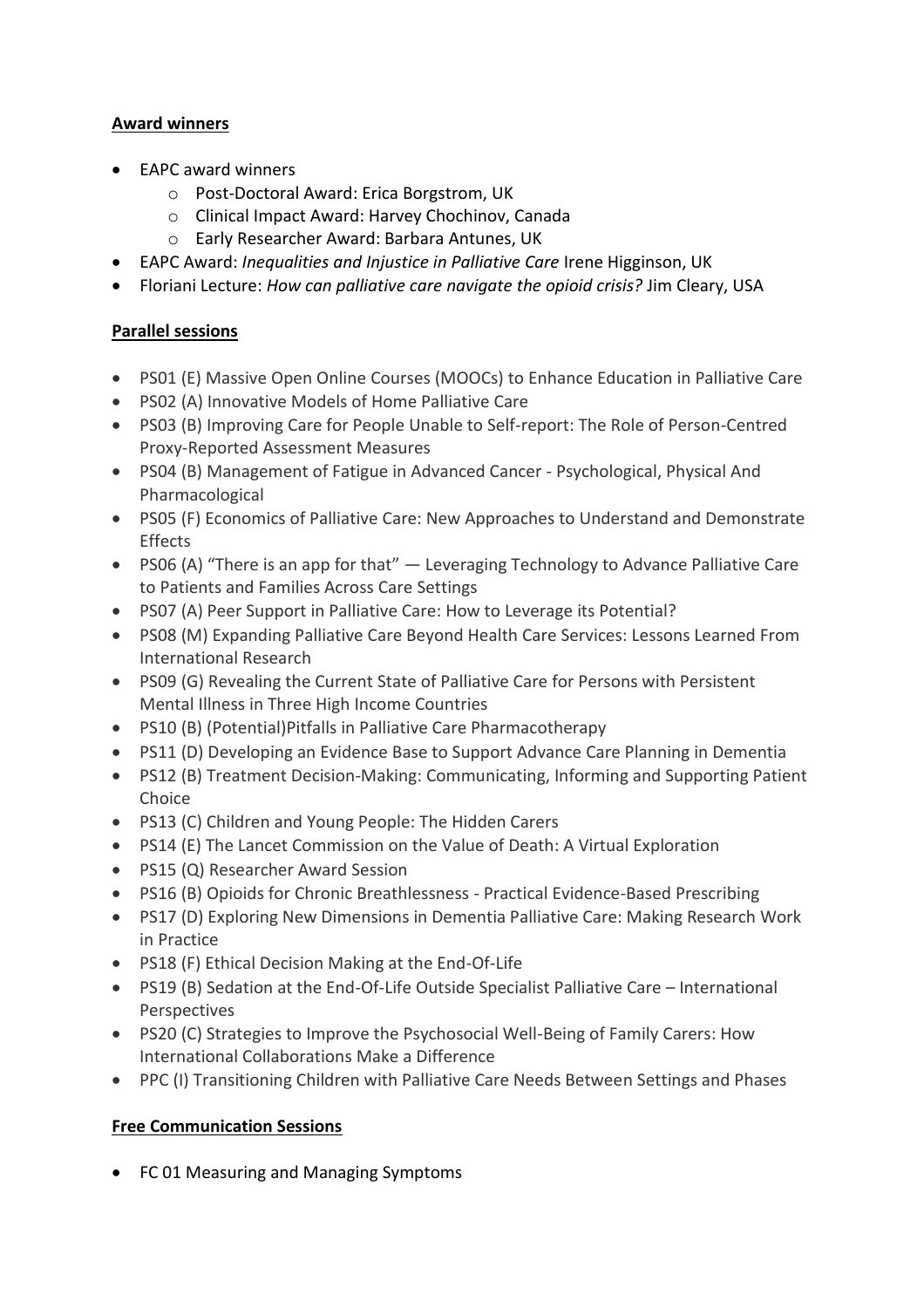## Award winners

- EAPC award winners
    - Post-Doctoral Award: Erica Borgstrom, UK
    - Clinical Impact Award: Harvey Chochinov, Canada
    - Early Researcher Award: Barbara Antunes, UK
- EAPC Award: *Inequalities and Injustice in Palliative Care* Irene Higginson, UK
- Floriani Lecture: *How can palliative care navigate the opioid crisis?* Jim Cleary, USA

## Parallel sessions

- PS01 (E) Massive Open Online Courses (MOOCs) to Enhance Education in Palliative Care
- PS02 (A) Innovative Models of Home Palliative Care
- PS03 (B) Improving Care for People Unable to Self-report: The Role of Person-Centred Proxy-Reported Assessment Measures
- PS04 (B) Management of Fatigue in Advanced Cancer - Psychological, Physical And Pharmacological
- PS05 (F) Economics of Palliative Care: New Approaches to Understand and Demonstrate Effects
- PS06 (A) "There is an app for that" — Leveraging Technology to Advance Palliative Care to Patients and Families Across Care Settings
- PS07 (A) Peer Support in Palliative Care: How to Leverage its Potential?
- PS08 (M) Expanding Palliative Care Beyond Health Care Services: Lessons Learned From International Research
- PS09 (G) Revealing the Current State of Palliative Care for Persons with Persistent Mental Illness in Three High Income Countries
- PS10 (B) (Potential)Pitfalls in Palliative Care Pharmacotherapy
- PS11 (D) Developing an Evidence Base to Support Advance Care Planning in Dementia
- PS12 (B) Treatment Decision-Making: Communicating, Informing and Supporting Patient Choice
- PS13 (C) Children and Young People: The Hidden Carers
- PS14 (E) The Lancet Commission on the Value of Death: A Virtual Exploration
- PS15 (Q) Researcher Award Session
- PS16 (B) Opioids for Chronic Breathlessness - Practical Evidence-Based Prescribing
- PS17 (D) Exploring New Dimensions in Dementia Palliative Care: Making Research Work in Practice
- PS18 (F) Ethical Decision Making at the End-Of-Life
- PS19 (B) Sedation at the End-Of-Life Outside Specialist Palliative Care – International Perspectives
- PS20 (C) Strategies to Improve the Psychosocial Well-Being of Family Carers: How International Collaborations Make a Difference
- PPC (I) Transitioning Children with Palliative Care Needs Between Settings and Phases

## Free Communication Sessions

- FC 01 Measuring and Managing Symptoms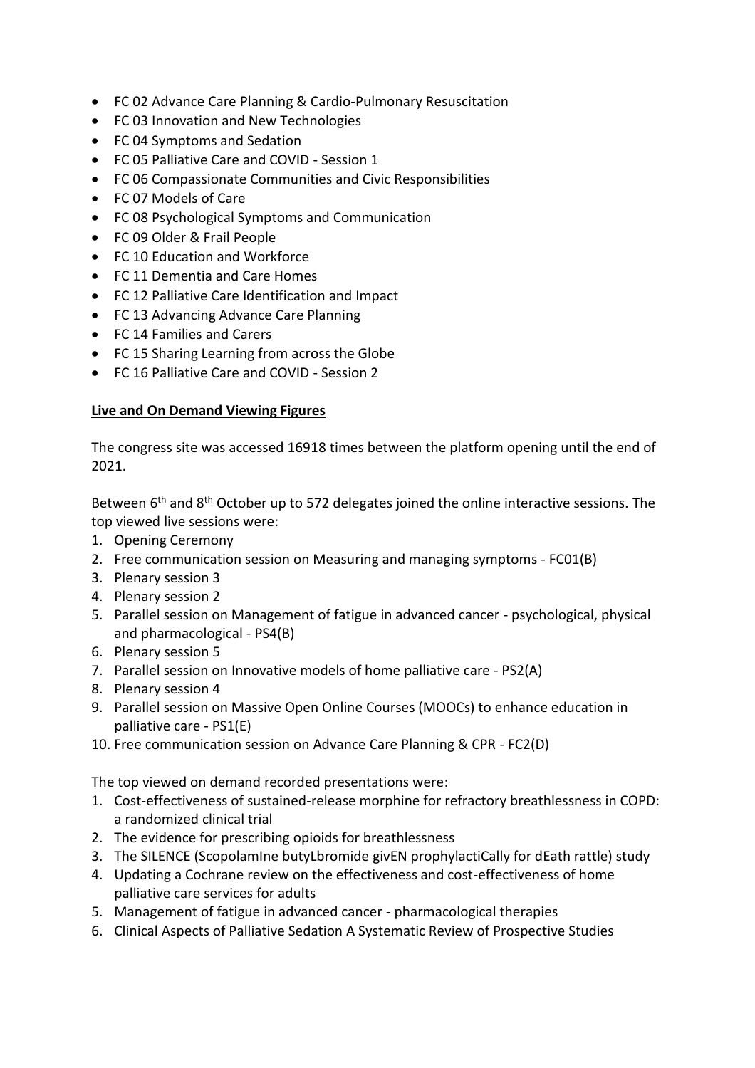- FC 02 Advance Care Planning & Cardio-Pulmonary Resuscitation
- FC 03 Innovation and New Technologies
- FC 04 Symptoms and Sedation
- FC 05 Palliative Care and COVID - Session 1
- FC 06 Compassionate Communities and Civic Responsibilities
- FC 07 Models of Care
- FC 08 Psychological Symptoms and Communication
- FC 09 Older & Frail People
- FC 10 Education and Workforce
- FC 11 Dementia and Care Homes
- FC 12 Palliative Care Identification and Impact
- FC 13 Advancing Advance Care Planning
- FC 14 Families and Carers
- FC 15 Sharing Learning from across the Globe
- FC 16 Palliative Care and COVID - Session 2

**Live and On Demand Viewing Figures**

The congress site was accessed 16918 times between the platform opening until the end of 2021.

Between 6th and 8th October up to 572 delegates joined the online interactive sessions. The top viewed live sessions were:

1. Opening Ceremony
2. Free communication session on Measuring and managing symptoms - FC01(B)
3. Plenary session 3
4. Plenary session 2
5. Parallel session on Management of fatigue in advanced cancer - psychological, physical and pharmacological - PS4(B)
6. Plenary session 5
7. Parallel session on Innovative models of home palliative care - PS2(A)
8. Plenary session 4
9. Parallel session on Massive Open Online Courses (MOOCs) to enhance education in palliative care - PS1(E)
10. Free communication session on Advance Care Planning & CPR - FC2(D)

The top viewed on demand recorded presentations were:

1. Cost-effectiveness of sustained-release morphine for refractory breathlessness in COPD: a randomized clinical trial
2. The evidence for prescribing opioids for breathlessness
3. The SILENCE (ScopolamIne butyLbromide givEN prophylactiCally for dEath rattle) study
4. Updating a Cochrane review on the effectiveness and cost-effectiveness of home palliative care services for adults
5. Management of fatigue in advanced cancer - pharmacological therapies
6. Clinical Aspects of Palliative Sedation A Systematic Review of Prospective Studies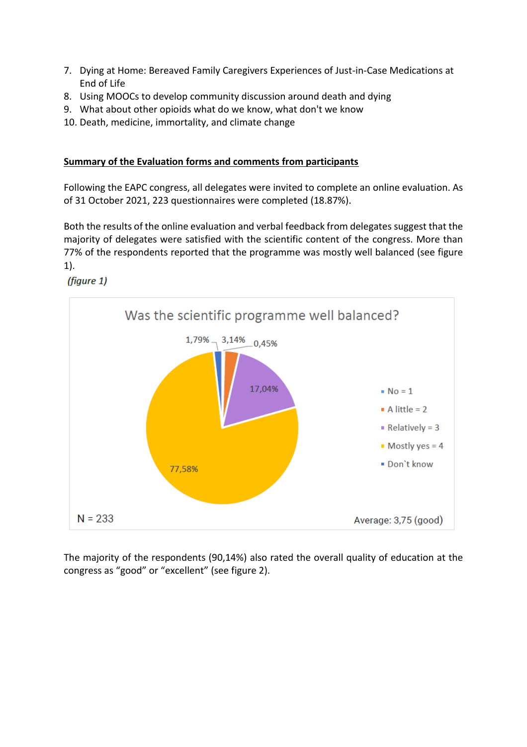7. Dying at Home: Bereaved Family Caregivers Experiences of Just-in-Case Medications at End of Life
8. Using MOOCs to develop community discussion around death and dying
9. What about other opioids what do we know, what don't we know
10. Death, medicine, immortality, and climate change

**Summary of the Evaluation forms and comments from participants**

Following the EAPC congress, all delegates were invited to complete an online evaluation. As of 31 October 2021, 223 questionnaires were completed (18.87%).

Both the results of the online evaluation and verbal feedback from delegates suggest that the majority of delegates were satisfied with the scientific content of the congress. More than 77% of the respondents reported that the programme was mostly well balanced (see figure 1).

*(figure 1)*

Was the scientific programme well balanced?

| Response | Percentage |
|---|---|
| No = 1 | 1,79% |
| A little = 2 | 3,14% |
| Relatively = 3 | 17,04% |
| Mostly yes = 4 | 77,58% |
| Don`t know | 0,45% |

N = 233

Average: 3,75 (good)

The majority of the respondents (90,14%) also rated the overall quality of education at the congress as "good" or "excellent" (see figure 2).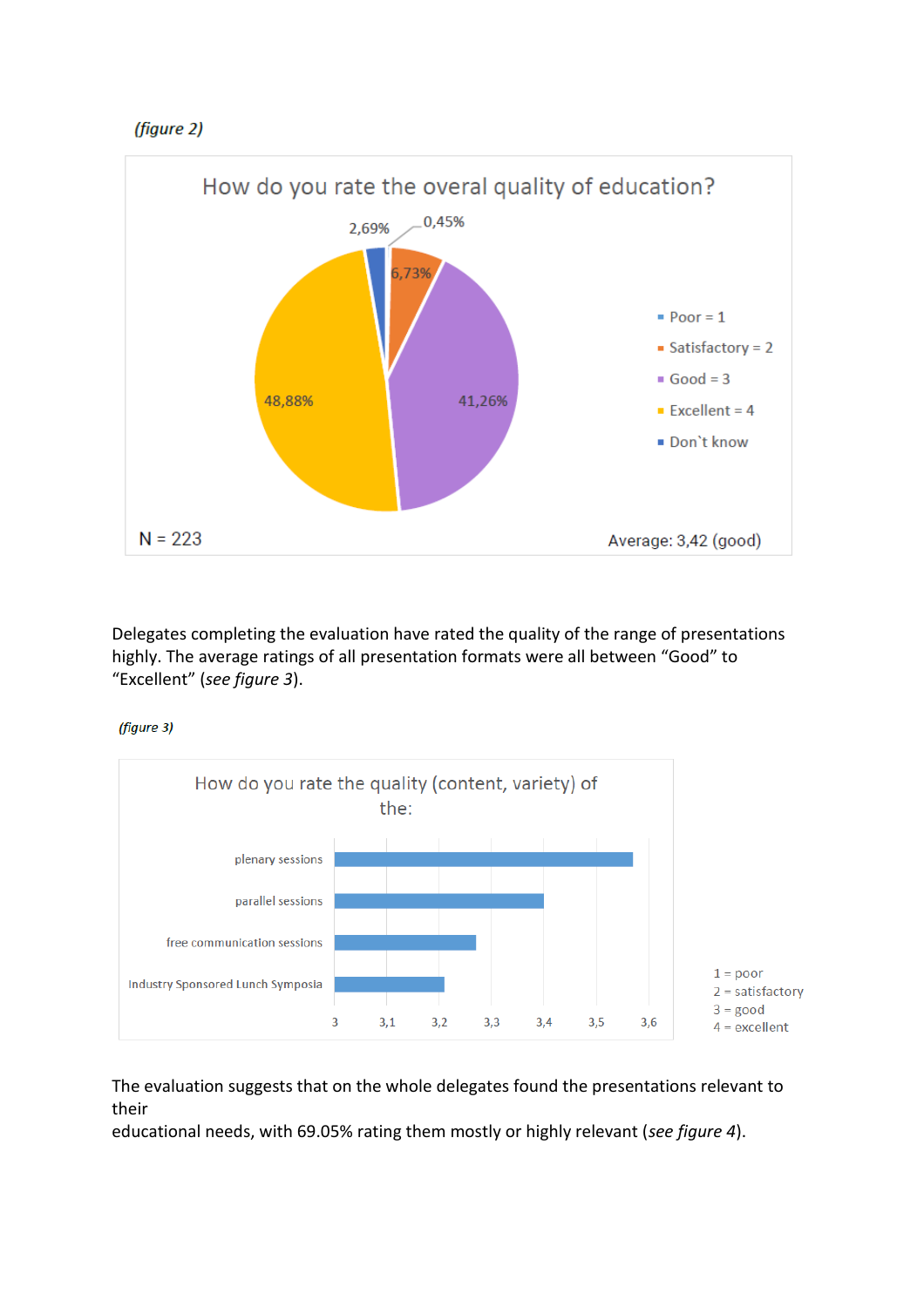*(figure 2)*

**How do you rate the overal quality of education?**

| Rating | Percentage |
|---|---|
| Poor = 1 | 0,45% |
| Satisfactory = 2 | 6,73% |
| Good = 3 | 41,26% |
| Excellent = 4 | 48,88% |
| Don`t know | 2,69% |

N = 223

Average: 3,42 (good)

Delegates completing the evaluation have rated the quality of the range of presentations highly. The average ratings of all presentation formats were all between “Good” to “Excellent” (*see figure 3*).

*(figure 3)*

**How do you rate the quality (content, variety) of the:**

- plenary sessions
- parallel sessions
- free communication sessions
- Industry Sponsored Lunch Symposia

Axis: 3, 3,1, 3,2, 3,3, 3,4, 3,5, 3,6

1 = poor
2 = satisfactory
3 = good
4 = excellent

The evaluation suggests that on the whole delegates found the presentations relevant to their
educational needs, with 69.05% rating them mostly or highly relevant (*see figure 4*).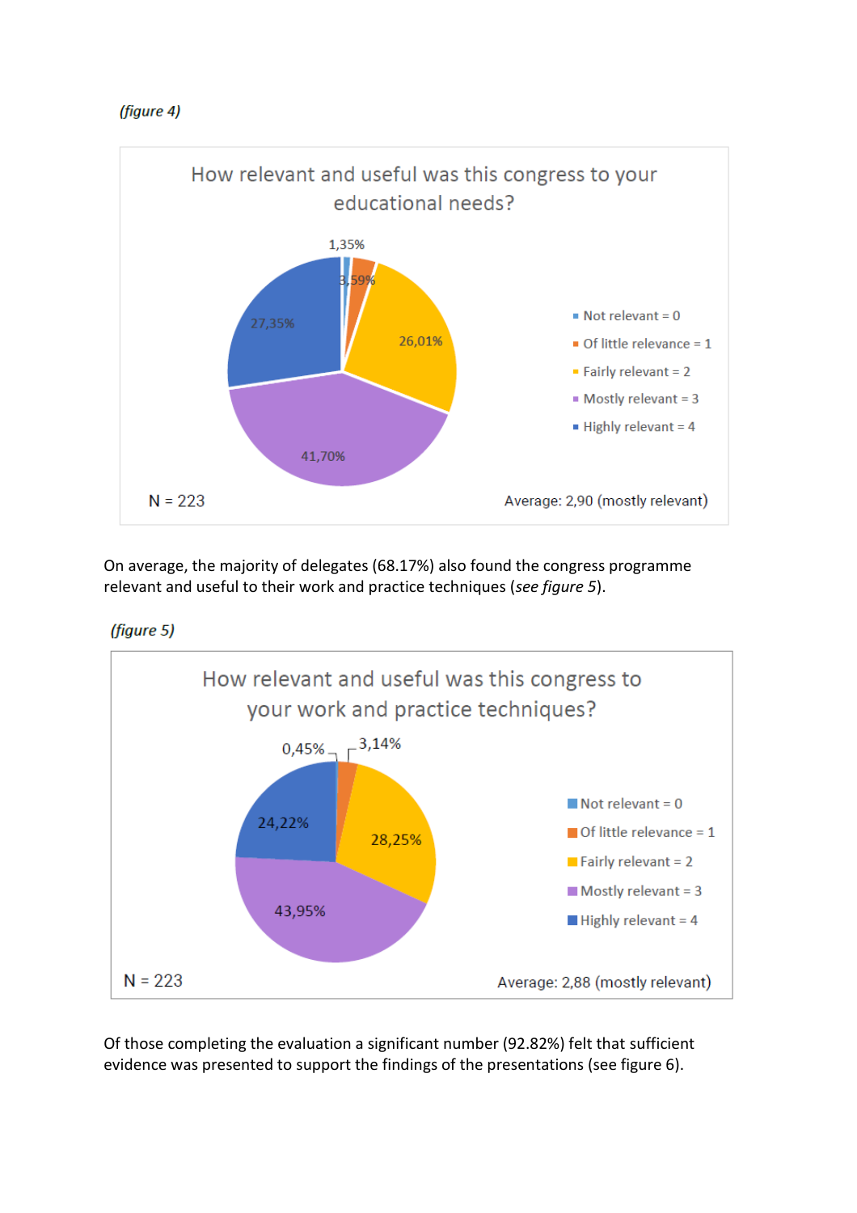*(figure 4)*

How relevant and useful was this congress to your educational needs?

| Response | Percentage |
|---|---|
| Not relevant = 0 | 1,35% |
| Of little relevance = 1 | 3,59% |
| Fairly relevant = 2 | 26,01% |
| Mostly relevant = 3 | 41,70% |
| Highly relevant = 4 | 27,35% |

N = 223

Average: 2,90 (mostly relevant)

On average, the majority of delegates (68.17%) also found the congress programme relevant and useful to their work and practice techniques (*see figure 5*).

*(figure 5)*

How relevant and useful was this congress to your work and practice techniques?

| Response | Percentage |
|---|---|
| Not relevant = 0 | 0,45% |
| Of little relevance = 1 | 3,14% |
| Fairly relevant = 2 | 28,25% |
| Mostly relevant = 3 | 43,95% |
| Highly relevant = 4 | 24,22% |

N = 223

Average: 2,88 (mostly relevant)

Of those completing the evaluation a significant number (92.82%) felt that sufficient evidence was presented to support the findings of the presentations (see figure 6).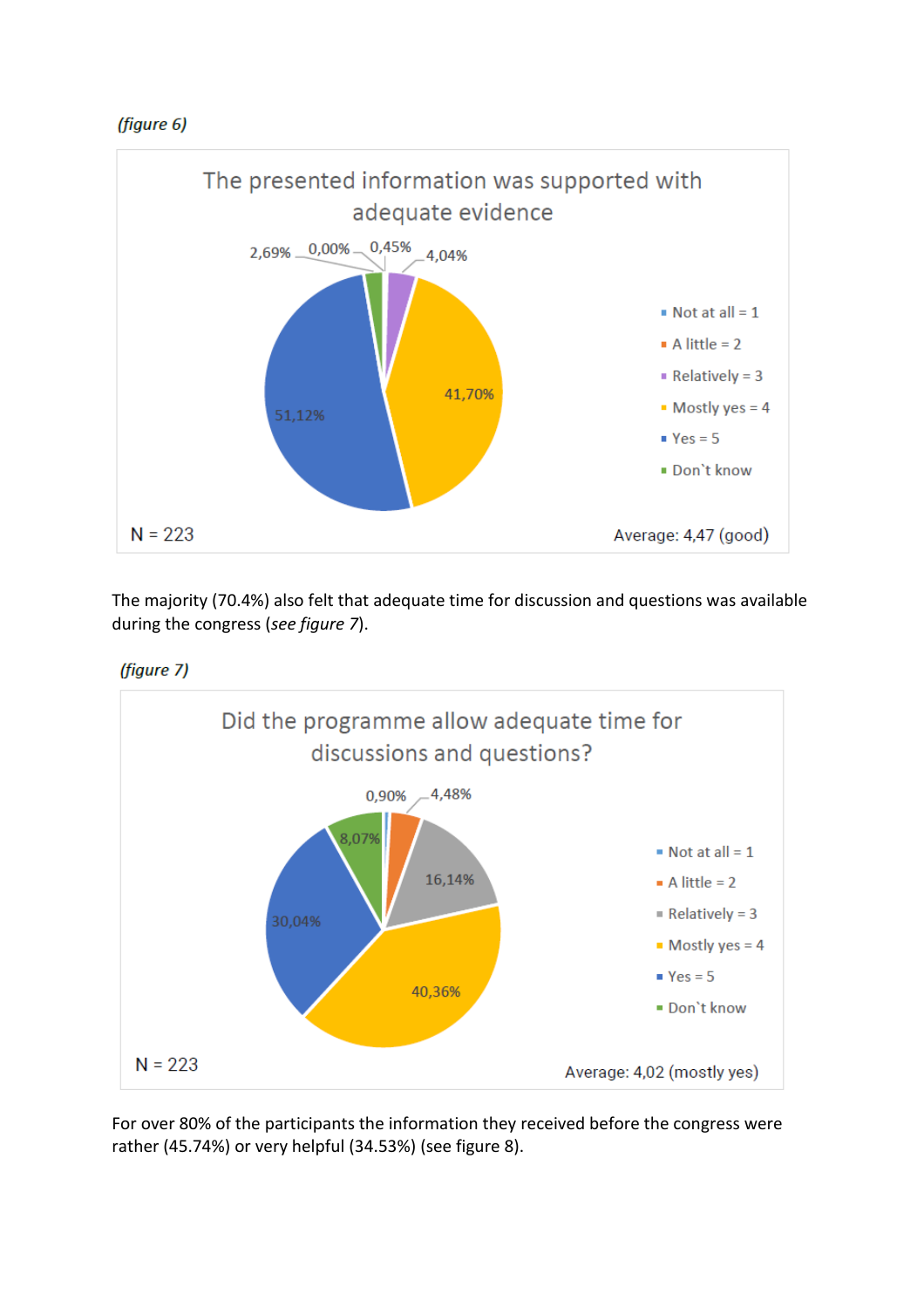*(figure 6)*

**The presented information was supported with adequate evidence**

| Response | Percentage |
| --- | --- |
| Not at all = 1 | 0,00% |
| A little = 2 | 0,45% |
| Relatively = 3 | 4,04% |
| Mostly yes = 4 | 41,70% |
| Yes = 5 | 51,12% |
| Don`t know | 2,69% |

N = 223

Average: 4,47 (good)

The majority (70.4%) also felt that adequate time for discussion and questions was available during the congress (*see figure 7*).

*(figure 7)*

**Did the programme allow adequate time for discussions and questions?**

| Response | Percentage |
| --- | --- |
| Not at all = 1 | 0,90% |
| A little = 2 | 4,48% |
| Relatively = 3 | 16,14% |
| Mostly yes = 4 | 40,36% |
| Yes = 5 | 30,04% |
| Don`t know | 8,07% |

N = 223

Average: 4,02 (mostly yes)

For over 80% of the participants the information they received before the congress were rather (45.74%) or very helpful (34.53%) (see figure 8).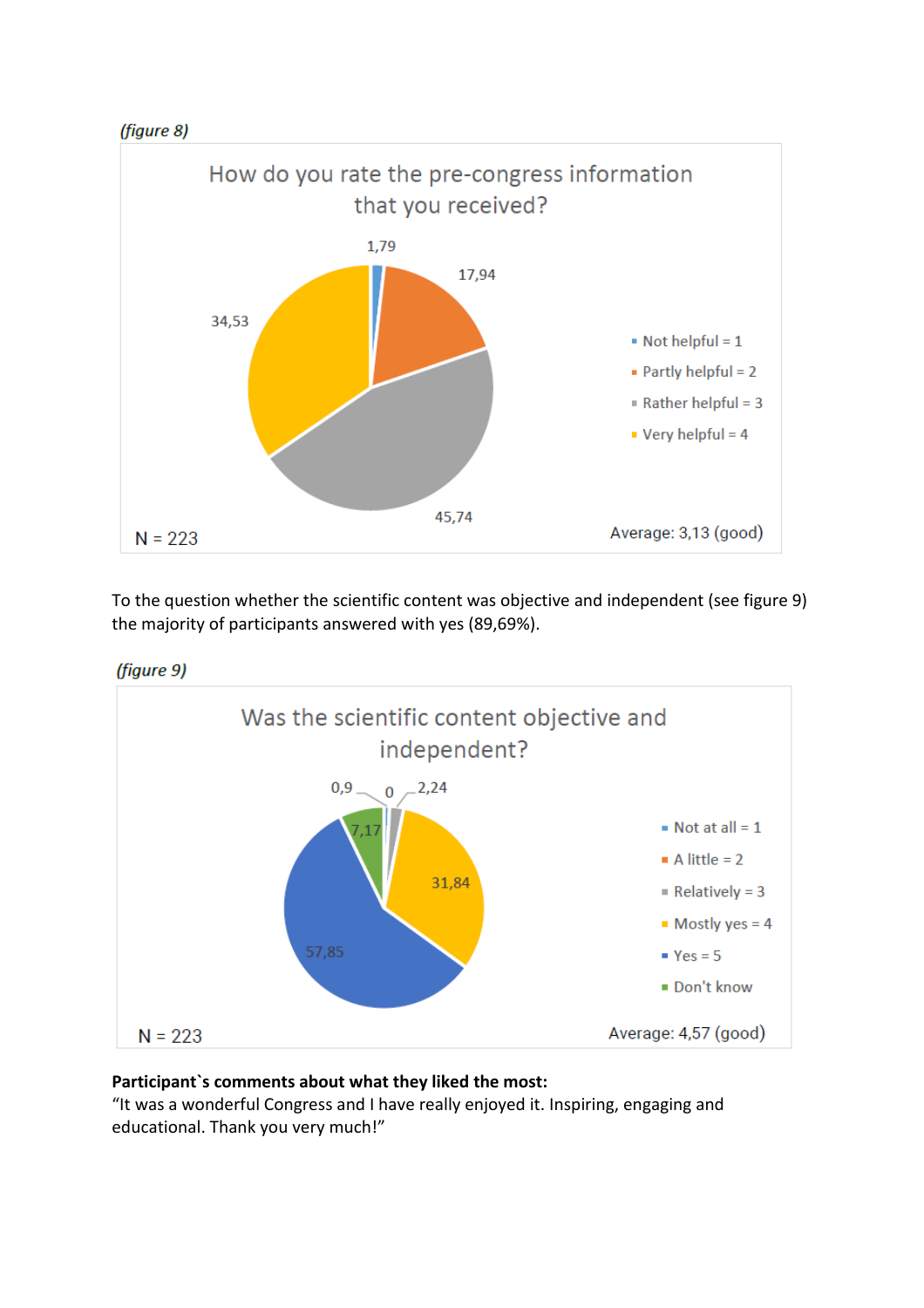*(figure 8)*

How do you rate the pre-congress information that you received?

| Rating | % |
|---|---|
| Not helpful = 1 | 1,79 |
| Partly helpful = 2 | 17,94 |
| Rather helpful = 3 | 45,74 |
| Very helpful = 4 | 34,53 |

N = 223

Average: 3,13 (good)

To the question whether the scientific content was objective and independent (see figure 9) the majority of participants answered with yes (89,69%).

*(figure 9)*

Was the scientific content objective and independent?

| Rating | % |
|---|---|
| Not at all = 1 | 0,9 |
| A little = 2 | 0 |
| Relatively = 3 | 2,24 |
| Mostly yes = 4 | 31,84 |
| Yes = 5 | 57,85 |
| Don't know | 7,17 |

N = 223

Average: 4,57 (good)

**Participant`s comments about what they liked the most:**

"It was a wonderful Congress and I have really enjoyed it. Inspiring, engaging and educational. Thank you very much!"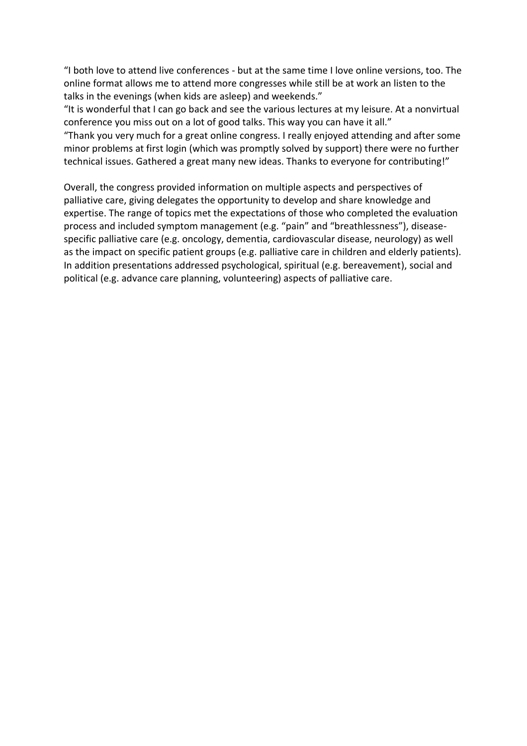"I both love to attend live conferences - but at the same time I love online versions, too. The online format allows me to attend more congresses while still be at work an listen to the talks in the evenings (when kids are asleep) and weekends."
"It is wonderful that I can go back and see the various lectures at my leisure. At a nonvirtual conference you miss out on a lot of good talks. This way you can have it all."
"Thank you very much for a great online congress. I really enjoyed attending and after some minor problems at first login (which was promptly solved by support) there were no further technical issues. Gathered a great many new ideas. Thanks to everyone for contributing!"

Overall, the congress provided information on multiple aspects and perspectives of palliative care, giving delegates the opportunity to develop and share knowledge and expertise. The range of topics met the expectations of those who completed the evaluation process and included symptom management (e.g. "pain" and "breathlessness"), disease-specific palliative care (e.g. oncology, dementia, cardiovascular disease, neurology) as well as the impact on specific patient groups (e.g. palliative care in children and elderly patients). In addition presentations addressed psychological, spiritual (e.g. bereavement), social and political (e.g. advance care planning, volunteering) aspects of palliative care.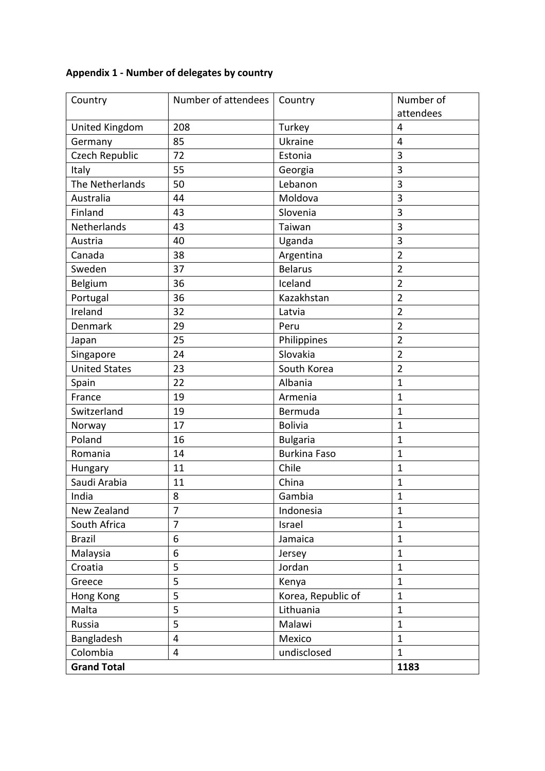**Appendix 1 - Number of delegates by country**

| Country | Number of attendees | Country | Number of attendees |
|---|---|---|---|
| United Kingdom | 208 | Turkey | 4 |
| Germany | 85 | Ukraine | 4 |
| Czech Republic | 72 | Estonia | 3 |
| Italy | 55 | Georgia | 3 |
| The Netherlands | 50 | Lebanon | 3 |
| Australia | 44 | Moldova | 3 |
| Finland | 43 | Slovenia | 3 |
| Netherlands | 43 | Taiwan | 3 |
| Austria | 40 | Uganda | 3 |
| Canada | 38 | Argentina | 2 |
| Sweden | 37 | Belarus | 2 |
| Belgium | 36 | Iceland | 2 |
| Portugal | 36 | Kazakhstan | 2 |
| Ireland | 32 | Latvia | 2 |
| Denmark | 29 | Peru | 2 |
| Japan | 25 | Philippines | 2 |
| Singapore | 24 | Slovakia | 2 |
| United States | 23 | South Korea | 2 |
| Spain | 22 | Albania | 1 |
| France | 19 | Armenia | 1 |
| Switzerland | 19 | Bermuda | 1 |
| Norway | 17 | Bolivia | 1 |
| Poland | 16 | Bulgaria | 1 |
| Romania | 14 | Burkina Faso | 1 |
| Hungary | 11 | Chile | 1 |
| Saudi Arabia | 11 | China | 1 |
| India | 8 | Gambia | 1 |
| New Zealand | 7 | Indonesia | 1 |
| South Africa | 7 | Israel | 1 |
| Brazil | 6 | Jamaica | 1 |
| Malaysia | 6 | Jersey | 1 |
| Croatia | 5 | Jordan | 1 |
| Greece | 5 | Kenya | 1 |
| Hong Kong | 5 | Korea, Republic of | 1 |
| Malta | 5 | Lithuania | 1 |
| Russia | 5 | Malawi | 1 |
| Bangladesh | 4 | Mexico | 1 |
| Colombia | 4 | undisclosed | 1 |
| **Grand Total** | | | **1183** |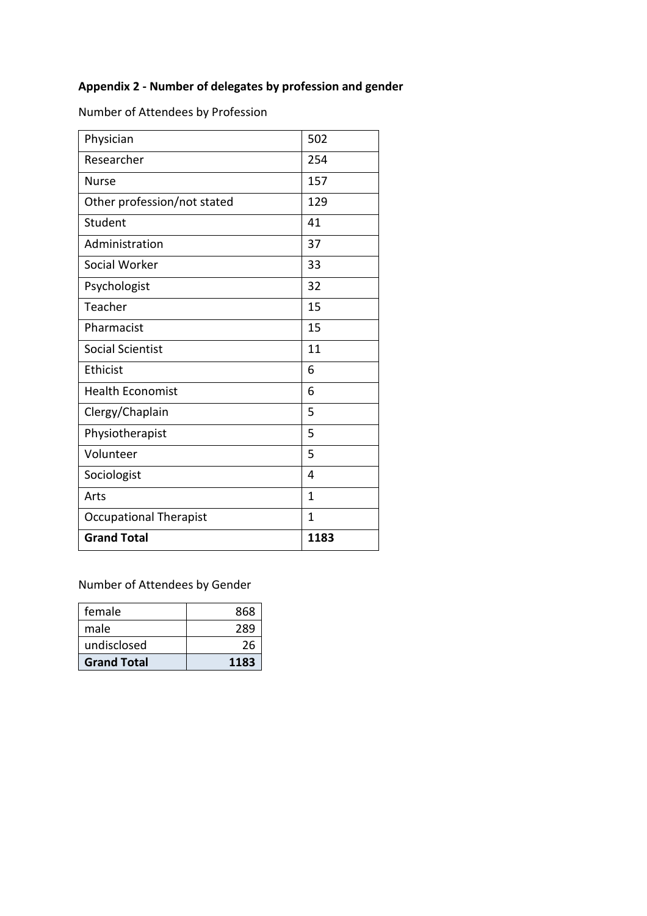**Appendix 2 - Number of delegates by profession and gender**

Number of Attendees by Profession

| Profession | Number |
|---|---|
| Physician | 502 |
| Researcher | 254 |
| Nurse | 157 |
| Other profession/not stated | 129 |
| Student | 41 |
| Administration | 37 |
| Social Worker | 33 |
| Psychologist | 32 |
| Teacher | 15 |
| Pharmacist | 15 |
| Social Scientist | 11 |
| Ethicist | 6 |
| Health Economist | 6 |
| Clergy/Chaplain | 5 |
| Physiotherapist | 5 |
| Volunteer | 5 |
| Sociologist | 4 |
| Arts | 1 |
| Occupational Therapist | 1 |
| **Grand Total** | **1183** |

Number of Attendees by Gender

| Gender | Number |
|---|---:|
| female | 868 |
| male | 289 |
| undisclosed | 26 |
| **Grand Total** | **1183** |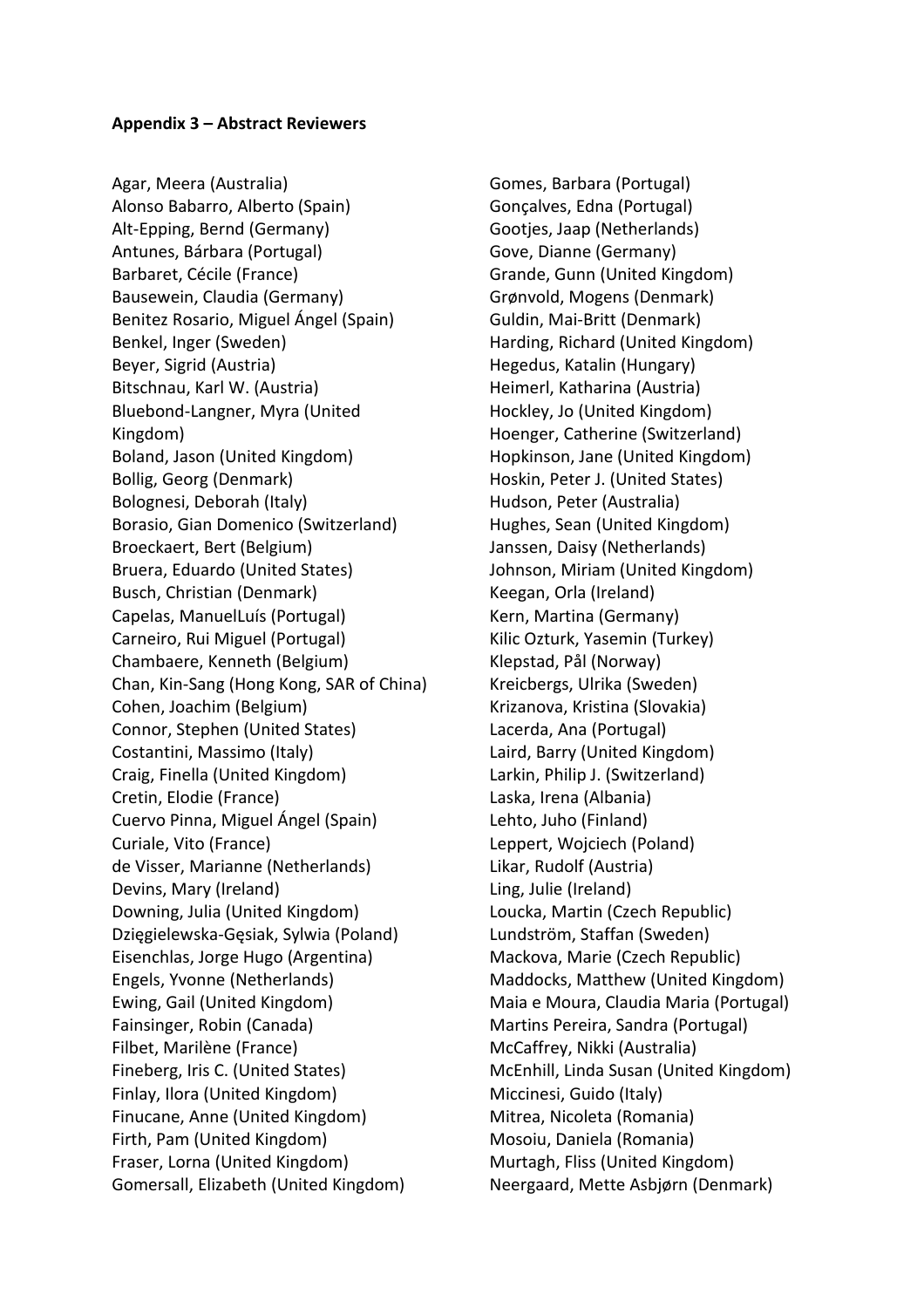**Appendix 3 – Abstract Reviewers**

Agar, Meera (Australia)
Alonso Babarro, Alberto (Spain)
Alt-Epping, Bernd (Germany)
Antunes, Bárbara (Portugal)
Barbaret, Cécile (France)
Bausewein, Claudia (Germany)
Benitez Rosario, Miguel Ángel (Spain)
Benkel, Inger (Sweden)
Beyer, Sigrid (Austria)
Bitschnau, Karl W. (Austria)
Bluebond-Langner, Myra (United Kingdom)
Boland, Jason (United Kingdom)
Bollig, Georg (Denmark)
Bolognesi, Deborah (Italy)
Borasio, Gian Domenico (Switzerland)
Broeckaert, Bert (Belgium)
Bruera, Eduardo (United States)
Busch, Christian (Denmark)
Capelas, ManuelLuís (Portugal)
Carneiro, Rui Miguel (Portugal)
Chambaere, Kenneth (Belgium)
Chan, Kin-Sang (Hong Kong, SAR of China)
Cohen, Joachim (Belgium)
Connor, Stephen (United States)
Costantini, Massimo (Italy)
Craig, Finella (United Kingdom)
Cretin, Elodie (France)
Cuervo Pinna, Miguel Ángel (Spain)
Curiale, Vito (France)
de Visser, Marianne (Netherlands)
Devins, Mary (Ireland)
Downing, Julia (United Kingdom)
Dzięgielewska-Gęsiak, Sylwia (Poland)
Eisenchlas, Jorge Hugo (Argentina)
Engels, Yvonne (Netherlands)
Ewing, Gail (United Kingdom)
Fainsinger, Robin (Canada)
Filbet, Marilène (France)
Fineberg, Iris C. (United States)
Finlay, Ilora (United Kingdom)
Finucane, Anne (United Kingdom)
Firth, Pam (United Kingdom)
Fraser, Lorna (United Kingdom)
Gomersall, Elizabeth (United Kingdom)
Gomes, Barbara (Portugal)
Gonçalves, Edna (Portugal)
Gootjes, Jaap (Netherlands)
Gove, Dianne (Germany)
Grande, Gunn (United Kingdom)
Grønvold, Mogens (Denmark)
Guldin, Mai-Britt (Denmark)
Harding, Richard (United Kingdom)
Hegedus, Katalin (Hungary)
Heimerl, Katharina (Austria)
Hockley, Jo (United Kingdom)
Hoenger, Catherine (Switzerland)
Hopkinson, Jane (United Kingdom)
Hoskin, Peter J. (United States)
Hudson, Peter (Australia)
Hughes, Sean (United Kingdom)
Janssen, Daisy (Netherlands)
Johnson, Miriam (United Kingdom)
Keegan, Orla (Ireland)
Kern, Martina (Germany)
Kilic Ozturk, Yasemin (Turkey)
Klepstad, Pål (Norway)
Kreicbergs, Ulrika (Sweden)
Krizanova, Kristina (Slovakia)
Lacerda, Ana (Portugal)
Laird, Barry (United Kingdom)
Larkin, Philip J. (Switzerland)
Laska, Irena (Albania)
Lehto, Juho (Finland)
Leppert, Wojciech (Poland)
Likar, Rudolf (Austria)
Ling, Julie (Ireland)
Loucka, Martin (Czech Republic)
Lundström, Staffan (Sweden)
Mackova, Marie (Czech Republic)
Maddocks, Matthew (United Kingdom)
Maia e Moura, Claudia Maria (Portugal)
Martins Pereira, Sandra (Portugal)
McCaffrey, Nikki (Australia)
McEnhill, Linda Susan (United Kingdom)
Miccinesi, Guido (Italy)
Mitrea, Nicoleta (Romania)
Mosoiu, Daniela (Romania)
Murtagh, Fliss (United Kingdom)
Neergaard, Mette Asbjørn (Denmark)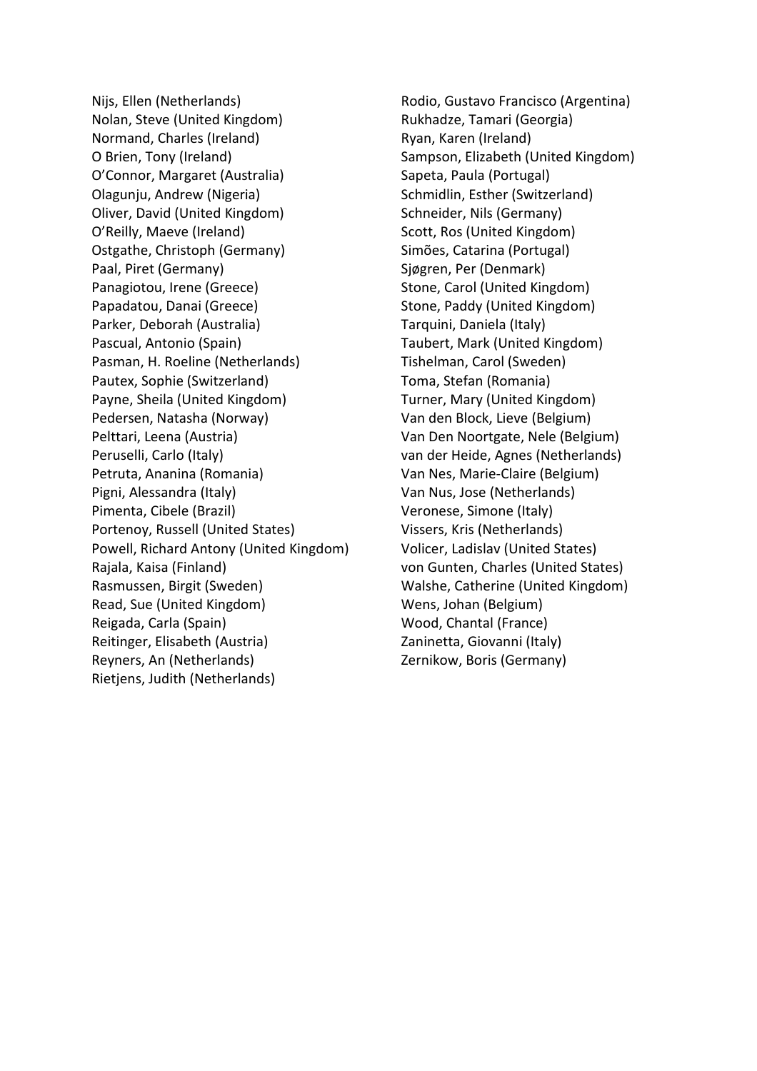Nijs, Ellen (Netherlands)
Nolan, Steve (United Kingdom)
Normand, Charles (Ireland)
O Brien, Tony (Ireland)
O'Connor, Margaret (Australia)
Olagunju, Andrew (Nigeria)
Oliver, David (United Kingdom)
O'Reilly, Maeve (Ireland)
Ostgathe, Christoph (Germany)
Paal, Piret (Germany)
Panagiotou, Irene (Greece)
Papadatou, Danai (Greece)
Parker, Deborah (Australia)
Pascual, Antonio (Spain)
Pasman, H. Roeline (Netherlands)
Pautex, Sophie (Switzerland)
Payne, Sheila (United Kingdom)
Pedersen, Natasha (Norway)
Pelttari, Leena (Austria)
Peruselli, Carlo (Italy)
Petruta, Ananina (Romania)
Pigni, Alessandra (Italy)
Pimenta, Cibele (Brazil)
Portenoy, Russell (United States)
Powell, Richard Antony (United Kingdom)
Rajala, Kaisa (Finland)
Rasmussen, Birgit (Sweden)
Read, Sue (United Kingdom)
Reigada, Carla (Spain)
Reitinger, Elisabeth (Austria)
Reyners, An (Netherlands)
Rietjens, Judith (Netherlands)
Rodio, Gustavo Francisco (Argentina)
Rukhadze, Tamari (Georgia)
Ryan, Karen (Ireland)
Sampson, Elizabeth (United Kingdom)
Sapeta, Paula (Portugal)
Schmidlin, Esther (Switzerland)
Schneider, Nils (Germany)
Scott, Ros (United Kingdom)
Simões, Catarina (Portugal)
Sjøgren, Per (Denmark)
Stone, Carol (United Kingdom)
Stone, Paddy (United Kingdom)
Tarquini, Daniela (Italy)
Taubert, Mark (United Kingdom)
Tishelman, Carol (Sweden)
Toma, Stefan (Romania)
Turner, Mary (United Kingdom)
Van den Block, Lieve (Belgium)
Van Den Noortgate, Nele (Belgium)
van der Heide, Agnes (Netherlands)
Van Nes, Marie-Claire (Belgium)
Van Nus, Jose (Netherlands)
Veronese, Simone (Italy)
Vissers, Kris (Netherlands)
Volicer, Ladislav (United States)
von Gunten, Charles (United States)
Walshe, Catherine (United Kingdom)
Wens, Johan (Belgium)
Wood, Chantal (France)
Zaninetta, Giovanni (Italy)
Zernikow, Boris (Germany)